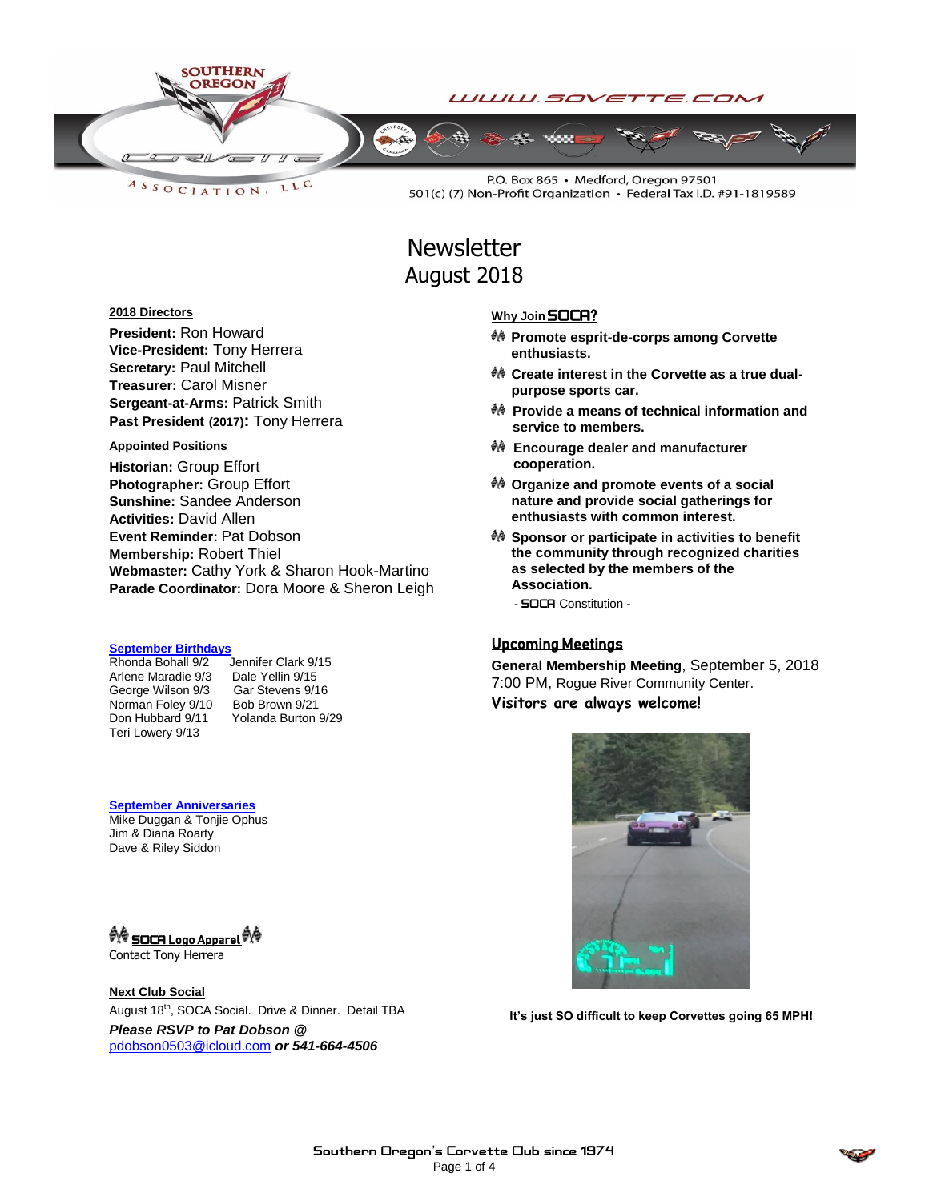SOUTHERN OREGON CORVETTE ASSOCIATION, LLC

WWW.SOVETTE.COM

P.O. Box 865 • Medford, Oregon 97501
501(c) (7) Non-Profit Organization • Federal Tax I.D. #91-1819589

# Newsletter
## August 2018

**2018 Directors**

**President:** Ron Howard
**Vice-President:** Tony Herrera
**Secretary:** Paul Mitchell
**Treasurer:** Carol Misner
**Sergeant-at-Arms:** Patrick Smith
**Past President (2017):** Tony Herrera

**Appointed Positions**

**Historian:** Group Effort
**Photographer:** Group Effort
**Sunshine:** Sandee Anderson
**Activities:** David Allen
**Event Reminder:** Pat Dobson
**Membership:** Robert Thiel
**Webmaster:** Cathy York & Sharon Hook-Martino
**Parade Coordinator:** Dora Moore & Sheron Leigh

**September Birthdays**

Rhonda Bohall 9/2
Arlene Maradie 9/3
George Wilson 9/3
Norman Foley 9/10
Don Hubbard 9/11
Teri Lowery 9/13
Jennifer Clark 9/15
Dale Yellin 9/15
Gar Stevens 9/16
Bob Brown 9/21
Yolanda Burton 9/29

**September Anniversaries**

Mike Duggan & Tonjie Ophus
Jim & Diana Roarty
Dave & Riley Siddon

**SOCA Logo Apparel**

Contact Tony Herrera

**Next Club Social**

August 18th, SOCA Social. Drive & Dinner. Detail TBA

***Please RSVP to Pat Dobson @*** pdobson0503@icloud.com ***or 541-664-4506***

**Why Join SOCA?**

- **Promote esprit-de-corps among Corvette enthusiasts.**
- **Create interest in the Corvette as a true dual-purpose sports car.**
- **Provide a means of technical information and service to members.**
- **Encourage dealer and manufacturer cooperation.**
- **Organize and promote events of a social nature and provide social gatherings for enthusiasts with common interest.**
- **Sponsor or participate in activities to benefit the community through recognized charities as selected by the members of the Association.**

- SOCA Constitution -

**Upcoming Meetings**

**General Membership Meeting**, September 5, 2018
7:00 PM, Rogue River Community Center.
**Visitors are always welcome!**

**It's just SO difficult to keep Corvettes going 65 MPH!**

Southern Oregon's Corvette Club since 1974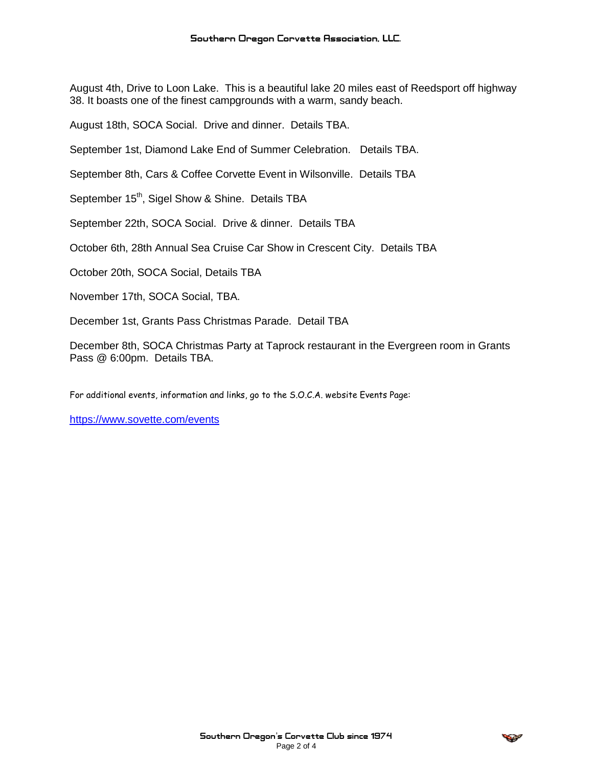August 4th, Drive to Loon Lake. This is a beautiful lake 20 miles east of Reedsport off highway 38. It boasts one of the finest campgrounds with a warm, sandy beach.

August 18th, SOCA Social. Drive and dinner. Details TBA.

September 1st, Diamond Lake End of Summer Celebration. Details TBA.

September 8th, Cars & Coffee Corvette Event in Wilsonville. Details TBA

September 15th, Sigel Show & Shine. Details TBA

September 22th, SOCA Social. Drive & dinner. Details TBA

October 6th, 28th Annual Sea Cruise Car Show in Crescent City. Details TBA

October 20th, SOCA Social, Details TBA

November 17th, SOCA Social, TBA.

December 1st, Grants Pass Christmas Parade. Detail TBA

December 8th, SOCA Christmas Party at Taprock restaurant in the Evergreen room in Grants Pass @ 6:00pm. Details TBA.

For additional events, information and links, go to the S.O.C.A. website Events Page:

https://www.sovette.com/events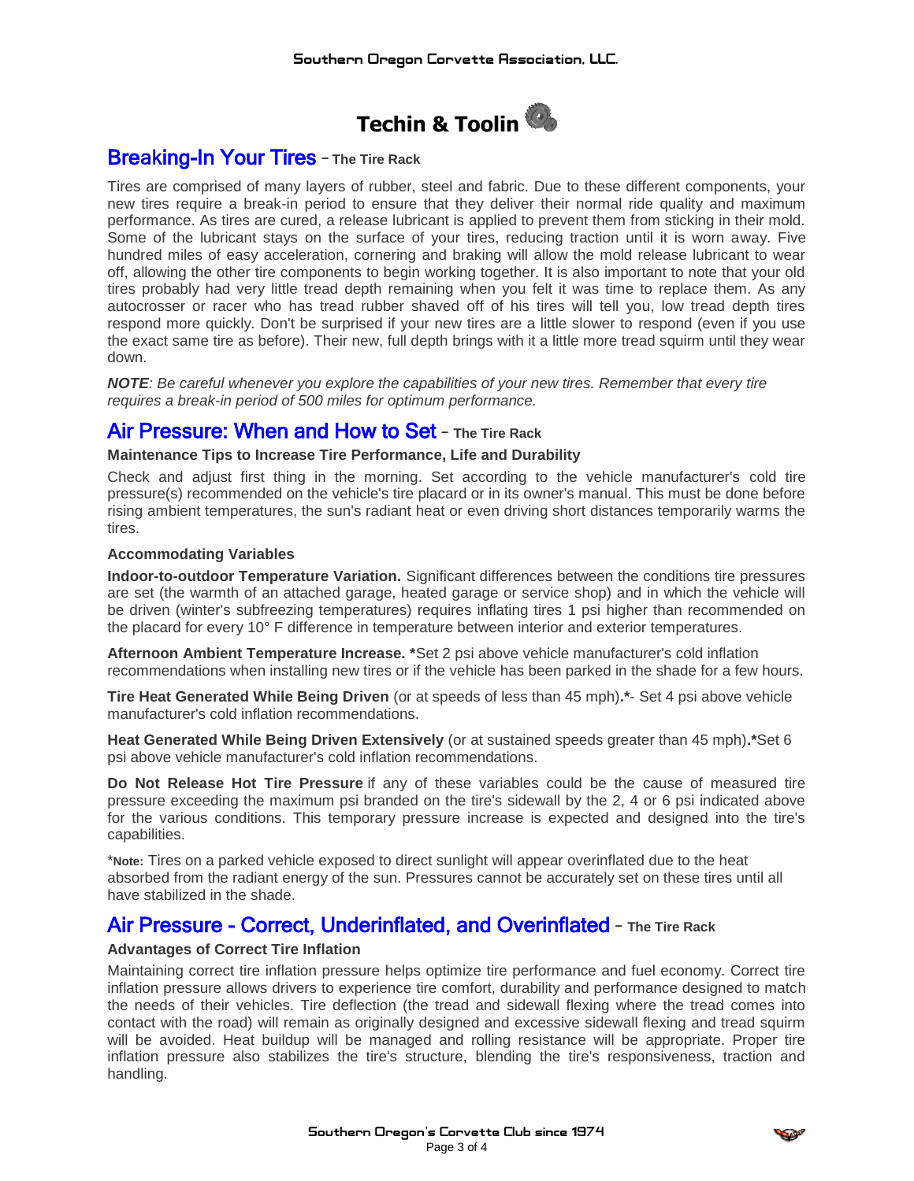# Techin & Toolin

## Breaking-In Your Tires – The Tire Rack

Tires are comprised of many layers of rubber, steel and fabric. Due to these different components, your new tires require a break-in period to ensure that they deliver their normal ride quality and maximum performance. As tires are cured, a release lubricant is applied to prevent them from sticking in their mold. Some of the lubricant stays on the surface of your tires, reducing traction until it is worn away. Five hundred miles of easy acceleration, cornering and braking will allow the mold release lubricant to wear off, allowing the other tire components to begin working together. It is also important to note that your old tires probably had very little tread depth remaining when you felt it was time to replace them. As any autocrosser or racer who has tread rubber shaved off of his tires will tell you, low tread depth tires respond more quickly. Don't be surprised if your new tires are a little slower to respond (even if you use the exact same tire as before). Their new, full depth brings with it a little more tread squirm until they wear down.

***NOTE****: Be careful whenever you explore the capabilities of your new tires. Remember that every tire requires a break-in period of 500 miles for optimum performance.*

## Air Pressure: When and How to Set – The Tire Rack

**Maintenance Tips to Increase Tire Performance, Life and Durability**

Check and adjust first thing in the morning. Set according to the vehicle manufacturer's cold tire pressure(s) recommended on the vehicle's tire placard or in its owner's manual. This must be done before rising ambient temperatures, the sun's radiant heat or even driving short distances temporarily warms the tires.

**Accommodating Variables**

**Indoor-to-outdoor Temperature Variation.** Significant differences between the conditions tire pressures are set (the warmth of an attached garage, heated garage or service shop) and in which the vehicle will be driven (winter's subfreezing temperatures) requires inflating tires 1 psi higher than recommended on the placard for every 10° F difference in temperature between interior and exterior temperatures.

**Afternoon Ambient Temperature Increase. ***Set 2 psi above vehicle manufacturer's cold inflation recommendations when installing new tires or if the vehicle has been parked in the shade for a few hours.

**Tire Heat Generated While Being Driven** (or at speeds of less than 45 mph)**.***- Set 4 psi above vehicle manufacturer's cold inflation recommendations.

**Heat Generated While Being Driven Extensively** (or at sustained speeds greater than 45 mph)**.***Set 6 psi above vehicle manufacturer's cold inflation recommendations.

**Do Not Release Hot Tire Pressure** if any of these variables could be the cause of measured tire pressure exceeding the maximum psi branded on the tire's sidewall by the 2, 4 or 6 psi indicated above for the various conditions. This temporary pressure increase is expected and designed into the tire's capabilities.

*__Note:__ Tires on a parked vehicle exposed to direct sunlight will appear overinflated due to the heat absorbed from the radiant energy of the sun. Pressures cannot be accurately set on these tires until all have stabilized in the shade.

## Air Pressure - Correct, Underinflated, and Overinflated – The Tire Rack

**Advantages of Correct Tire Inflation**

Maintaining correct tire inflation pressure helps optimize tire performance and fuel economy. Correct tire inflation pressure allows drivers to experience tire comfort, durability and performance designed to match the needs of their vehicles. Tire deflection (the tread and sidewall flexing where the tread comes into contact with the road) will remain as originally designed and excessive sidewall flexing and tread squirm will be avoided. Heat buildup will be managed and rolling resistance will be appropriate. Proper tire inflation pressure also stabilizes the tire's structure, blending the tire's responsiveness, traction and handling.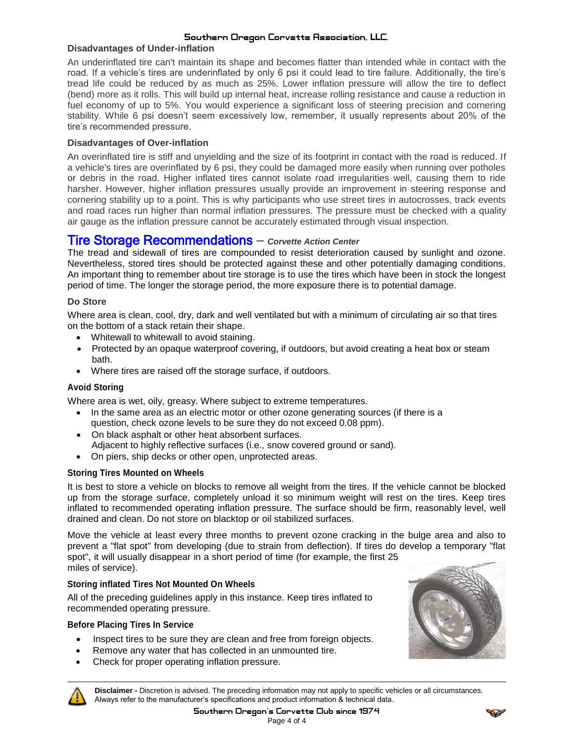### Disadvantages of Under-inflation

An underinflated tire can't maintain its shape and becomes flatter than intended while in contact with the road. If a vehicle's tires are underinflated by only 6 psi it could lead to tire failure. Additionally, the tire's tread life could be reduced by as much as 25%. Lower inflation pressure will allow the tire to deflect (bend) more as it rolls. This will build up internal heat, increase rolling resistance and cause a reduction in fuel economy of up to 5%. You would experience a significant loss of steering precision and cornering stability. While 6 psi doesn't seem excessively low, remember, it usually represents about 20% of the tire's recommended pressure.

### Disadvantages of Over-inflation

An overinflated tire is stiff and unyielding and the size of its footprint in contact with the road is reduced. If a vehicle's tires are overinflated by 6 psi, they could be damaged more easily when running over potholes or debris in the road. Higher inflated tires cannot isolate road irregularities well, causing them to ride harsher. However, higher inflation pressures usually provide an improvement in steering response and cornering stability up to a point. This is why participants who use street tires in autocrosses, track events and road races run higher than normal inflation pressures. The pressure must be checked with a quality air gauge as the inflation pressure cannot be accurately estimated through visual inspection.

## Tire Storage Recommendations – *Corvette Action Center*

The tread and sidewall of tires are compounded to resist deterioration caused by sunlight and ozone. Nevertheless, stored tires should be protected against these and other potentially damaging conditions. An important thing to remember about tire storage is to use the tires which have been in stock the longest period of time. The longer the storage period, the more exposure there is to potential damage.

### Do *S*tore

Where area is clean, cool, dry, dark and well ventilated but with a minimum of circulating air so that tires on the bottom of a stack retain their shape.

- Whitewall to whitewall to avoid staining.
- Protected by an opaque waterproof covering, if outdoors, but avoid creating a heat box or steam bath.
- Where tires are raised off the storage surface, if outdoors.

### Avoid Storing

Where area is wet, oily, greasy. Where subject to extreme temperatures.

- In the same area as an electric motor or other ozone generating sources (if there is a question, check ozone levels to be sure they do not exceed 0.08 ppm).
- On black asphalt or other heat absorbent surfaces.
  Adjacent to highly reflective surfaces (i.e., snow covered ground or sand).
- On piers, ship decks or other open, unprotected areas.

### Storing Tires Mounted on Wheels

It is best to store a vehicle on blocks to remove all weight from the tires. If the vehicle cannot be blocked up from the storage surface, completely unload it so minimum weight will rest on the tires. Keep tires inflated to recommended operating inflation pressure. The surface should be firm, reasonably level, well drained and clean. Do not store on blacktop or oil stabilized surfaces.

Move the vehicle at least every three months to prevent ozone cracking in the bulge area and also to prevent a "flat spot" from developing (due to strain from deflection). If tires do develop a temporary "flat spot", it will usually disappear in a short period of time (for example, the first 25 miles of service).

### Storing inflated Tires Not Mounted On Wheels

All of the preceding guidelines apply in this instance. Keep tires inflated to recommended operating pressure.

### Before Placing Tires In Service

- Inspect tires to be sure they are clean and free from foreign objects.
- Remove any water that has collected in an unmounted tire.
- Check for proper operating inflation pressure.

**Disclaimer -** Discretion is advised. The preceding information may not apply to specific vehicles or all circumstances. Always refer to the manufacturer's specifications and product information & technical data.